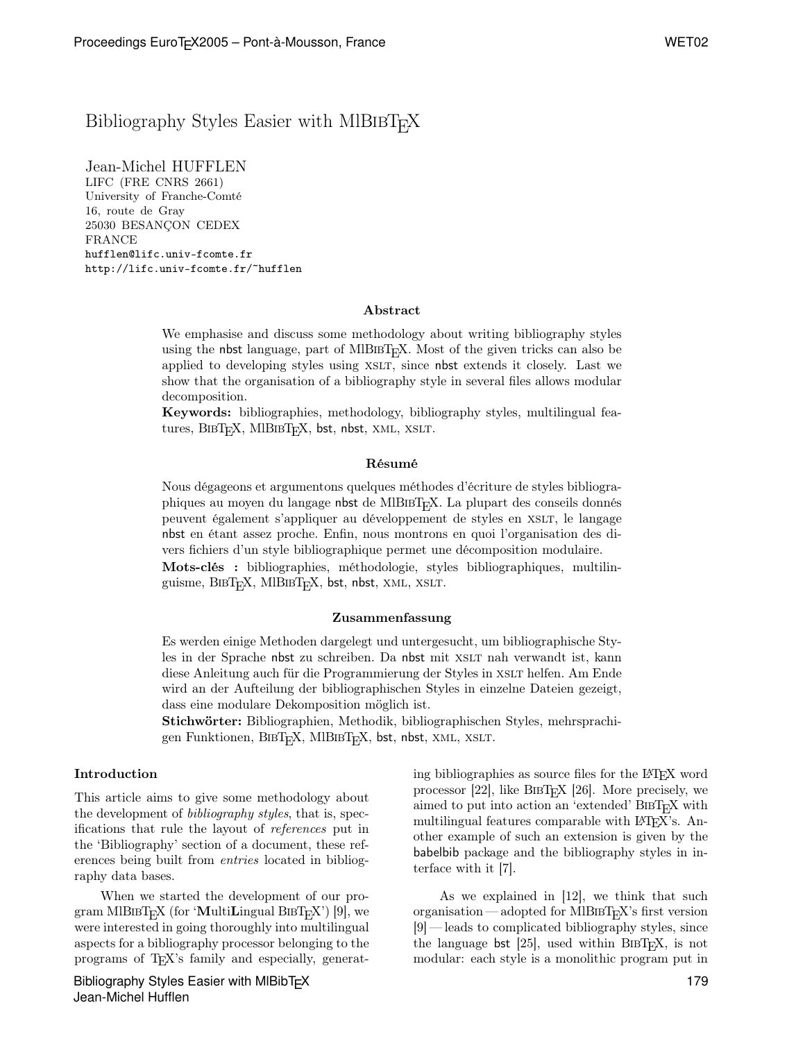# Bibliography Styles Easier with MlBibTeX

Jean-Michel HUFFLEN
LIFC (FRE CNRS 2661)
University of Franche-Comté
16, route de Gray
25030 BESANÇON CEDEX
FRANCE
hufflen@lifc.univ-fcomte.fr
http://lifc.univ-fcomte.fr/~hufflen

### Abstract

We emphasise and discuss some methodology about writing bibliography styles using the nbst language, part of MlBibTeX. Most of the given tricks can also be applied to developing styles using XSLT, since nbst extends it closely. Last we show that the organisation of a bibliography style in several files allows modular decomposition.

**Keywords:** bibliographies, methodology, bibliography styles, multilingual features, BibTeX, MlBibTeX, bst, nbst, XML, XSLT.

### Résumé

Nous dégageons et argumentons quelques méthodes d'écriture de styles bibliographiques au moyen du langage nbst de MlBibTeX. La plupart des conseils donnés peuvent également s'appliquer au développement de styles en XSLT, le langage nbst en étant assez proche. Enfin, nous montrons en quoi l'organisation des divers fichiers d'un style bibliographique permet une décomposition modulaire.

**Mots-clés :** bibliographies, méthodologie, styles bibliographiques, multilinguisme, BibTeX, MlBibTeX, bst, nbst, XML, XSLT.

### Zusammenfassung

Es werden einige Methoden dargelegt und untergesucht, um bibliographische Styles in der Sprache nbst zu schreiben. Da nbst mit XSLT nah verwandt ist, kann diese Anleitung auch für die Programmierung der Styles in XSLT helfen. Am Ende wird an der Aufteilung der bibliographischen Styles in einzelne Dateien gezeigt, dass eine modulare Dekomposition möglich ist.

**Stichwörter:** Bibliographien, Methodik, bibliographischen Styles, mehrsprachigen Funktionen, BibTeX, MlBibTeX, bst, nbst, XML, XSLT.

## Introduction

This article aims to give some methodology about the development of *bibliography styles*, that is, specifications that rule the layout of *references* put in the 'Bibliography' section of a document, these references being built from *entries* located in bibliography data bases.

When we started the development of our program MlBibTeX (for '**M**ulti**L**ingual BibTeX') [9], we were interested in going thoroughly into multilingual aspects for a bibliography processor belonging to the programs of TeX's family and especially, generating bibliographies as source files for the LaTeX word processor [22], like BibTeX [26]. More precisely, we aimed to put into action an 'extended' BibTeX with multilingual features comparable with LaTeX's. Another example of such an extension is given by the babelbib package and the bibliography styles in interface with it [7].

As we explained in [12], we think that such organisation — adopted for MlBibTeX's first version [9] — leads to complicated bibliography styles, since the language bst [25], used within BibTeX, is not modular: each style is a monolithic program put in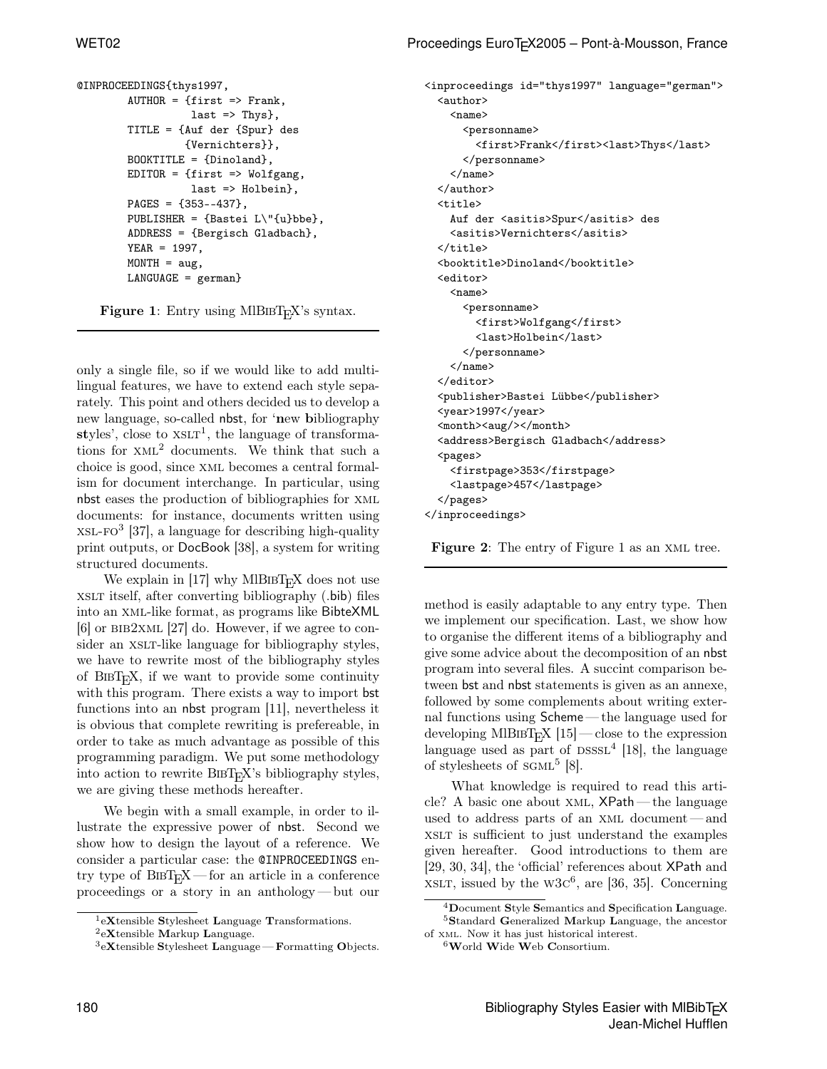```
@INPROCEEDINGS{thys1997,
        AUTHOR = {first => Frank,
                  last => Thys},
        TITLE = {Auf der {Spur} des
                 {Vernichters}},
        BOOKTITLE = {Dinoland},
        EDITOR = {first => Wolfgang,
                  last => Holbein},
        PAGES = {353--437},
        PUBLISHER = {Bastei L\"{u}bbe},
        ADDRESS = {Bergisch Gladbach},
        YEAR = 1997,
        MONTH = aug,
        LANGUAGE = german}
```

**Figure 1**: Entry using MlBibTeX's syntax.

```
<inproceedings id="thys1997" language="german">
  <author>
    <name>
      <personname>
        <first>Frank</first><last>Thys</last>
      </personname>
    </name>
  </author>
  <title>
    Auf der <asitis>Spur</asitis> des
    <asitis>Vernichters</asitis>
  </title>
  <booktitle>Dinoland</booktitle>
  <editor>
    <name>
      <personname>
        <first>Wolfgang</first>
        <last>Holbein</last>
      </personname>
    </name>
  </editor>
  <publisher>Bastei Lübbe</publisher>
  <year>1997</year>
  <month><aug/></month>
  <address>Bergisch Gladbach</address>
  <pages>
    <firstpage>353</firstpage>
    <lastpage>457</lastpage>
  </pages>
</inproceedings>
```

**Figure 2**: The entry of Figure 1 as an XML tree.

only a single file, so if we would like to add multilingual features, we have to extend each style separately. This point and others decided us to develop a new language, so-called nbst, for '**n**ew **b**ibliography **st**yles', close to XSLT[1], the language of transformations for XML[2] documents. We think that such a choice is good, since XML becomes a central formalism for document interchange. In particular, using nbst eases the production of bibliographies for XML documents: for instance, documents written using XSL-FO[3] [37], a language for describing high-quality print outputs, or DocBook [38], a system for writing structured documents.

We explain in [17] why MlBibTeX does not use XSLT itself, after converting bibliography (.bib) files into an XML-like format, as programs like BibteXML [6] or BIB2XML [27] do. However, if we agree to consider an XSLT-like language for bibliography styles, we have to rewrite most of the bibliography styles of BibTeX, if we want to provide some continuity with this program. There exists a way to import bst functions into an nbst program [11], nevertheless it is obvious that complete rewriting is prefereable, in order to take as much advantage as possible of this programming paradigm. We put some methodology into action to rewrite BibTeX's bibliography styles, we are giving these methods hereafter.

We begin with a small example, in order to illustrate the expressive power of nbst. Second we show how to design the layout of a reference. We consider a particular case: the @INPROCEEDINGS entry type of BibTeX — for an article in a conference proceedings or a story in an anthology — but our method is easily adaptable to any entry type. Then we implement our specification. Last, we show how to organise the different items of a bibliography and give some advice about the decomposition of an nbst program into several files. A succint comparison between bst and nbst statements is given as an annexe, followed by some complements about writing external functions using Scheme — the language used for developing MlBibTeX [15] — close to the expression language used as part of DSSSL[4] [18], the language of stylesheets of SGML[5] [8].

What knowledge is required to read this article? A basic one about XML, XPath — the language used to address parts of an XML document — and XSLT is sufficient to just understand the examples given hereafter. Good introductions to them are [29, 30, 34], the 'official' references about XPath and XSLT, issued by the W3C[6], are [36, 35]. Concerning

[1] e**X**tensible **S**tylesheet **L**anguage **T**ransformations.

[2] e**X**tensible **M**arkup **L**anguage.

[3] e**X**tensible **S**tylesheet **L**anguage — **F**ormatting **O**bjects.

[4] **D**ocument **S**tyle **S**emantics and **S**pecification **L**anguage.

[5] **S**tandard **G**eneralized **M**arkup **L**anguage, the ancestor of XML. Now it has just historical interest.

[6] **W**orld **W**ide **W**eb **C**onsortium.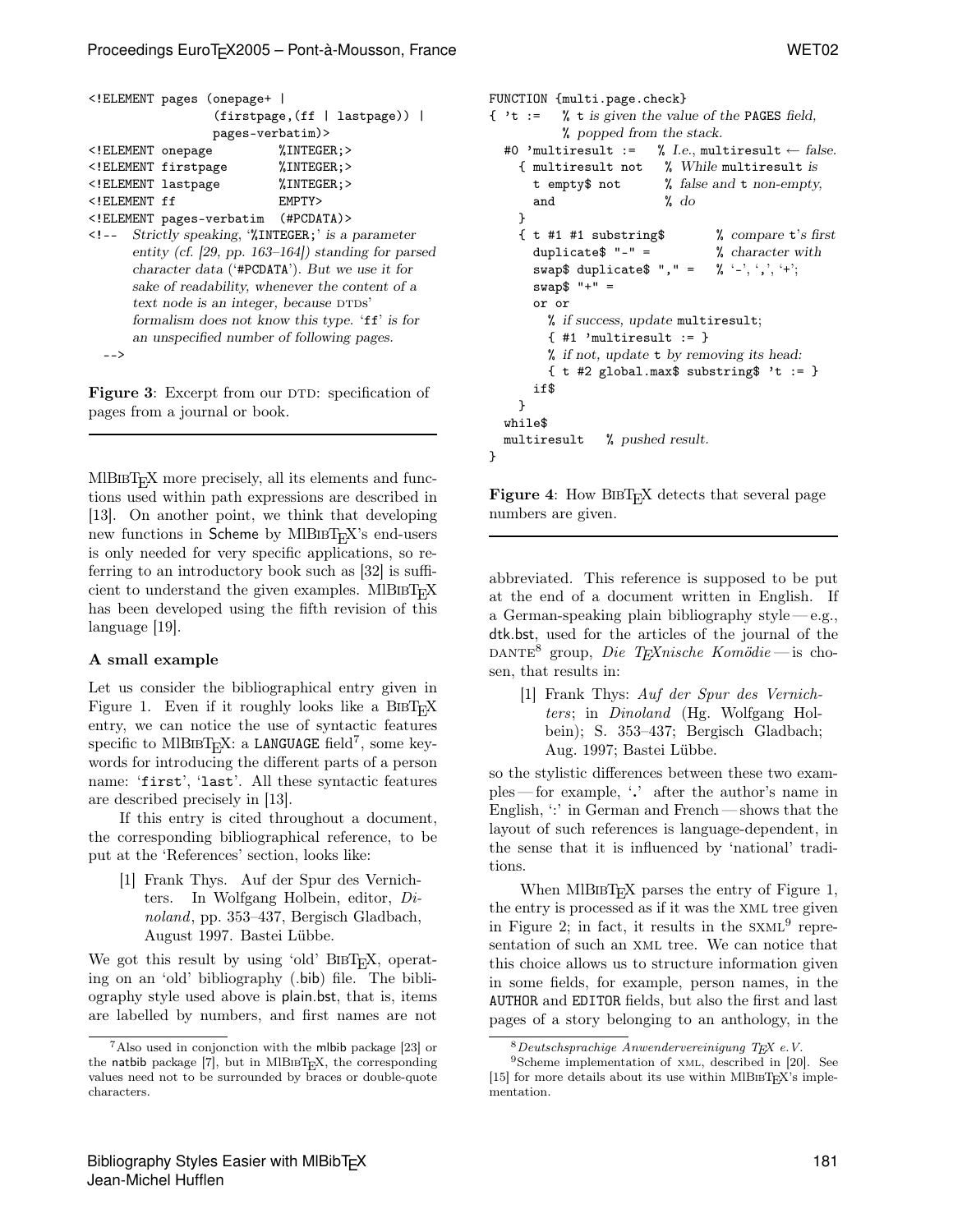```
<!ELEMENT pages (onepage+ |
                 (firstpage,(ff | lastpage)) |
                 pages-verbatim)>
<!ELEMENT onepage         %INTEGER;>
<!ELEMENT firstpage       %INTEGER;>
<!ELEMENT lastpage        %INTEGER;>
<!ELEMENT ff              EMPTY>
<!ELEMENT pages-verbatim  (#PCDATA)>
<!--  Strictly speaking, '%INTEGER;' is a parameter
      entity (cf. [29, pp. 163–164]) standing for parsed
      character data ('#PCDATA'). But we use it for
      sake of readability, whenever the content of a
      text node is an integer, because DTDs'
      formalism does not know this type. 'ff' is for
      an unspecified number of following pages.
  -->
```

**Figure 3**: Excerpt from our DTD: specification of pages from a journal or book.

MlBibTeX more precisely, all its elements and functions used within path expressions are described in [13]. On another point, we think that developing new functions in Scheme by MlBibTeX's end-users is only needed for very specific applications, so referring to an introductory book such as [32] is sufficient to understand the given examples. MlBibTeX has been developed using the fifth revision of this language [19].

### A small example

Let us consider the bibliographical entry given in Figure 1. Even if it roughly looks like a BibTeX entry, we can notice the use of syntactic features specific to MlBibTeX: a `LANGUAGE` field[7], some keywords for introducing the different parts of a person name: '`first`', '`last`'. All these syntactic features are described precisely in [13].

If this entry is cited throughout a document, the corresponding bibliographical reference, to be put at the 'References' section, looks like:

> [1] Frank Thys. Auf der Spur des Vernichters. In Wolfgang Holbein, editor, *Dinoland*, pp. 353–437, Bergisch Gladbach, August 1997. Bastei Lübbe.

We got this result by using 'old' BibTeX, operating on an 'old' bibliography (.bib) file. The bibliography style used above is plain.bst, that is, items are labelled by numbers, and first names are not abbreviated. This reference is supposed to be put at the end of a document written in English. If a German-speaking plain bibliography style — e.g., dtk.bst, used for the articles of the journal of the DANTE[8] group, *Die TeXnische Komödie* — is chosen, that results in:

> [1] Frank Thys: *Auf der Spur des Vernichters*; in *Dinoland* (Hg. Wolfgang Holbein); S. 353–437; Bergisch Gladbach; Aug. 1997; Bastei Lübbe.

so the stylistic differences between these two examples — for example, '**.**' after the author's name in English, ':' in German and French — shows that the layout of such references is language-dependent, in the sense that it is influenced by 'national' traditions.

When MlBibTeX parses the entry of Figure 1, the entry is processed as if it was the XML tree given in Figure 2; in fact, it results in the SXML[9] representation of such an XML tree. We can notice that this choice allows us to structure information given in some fields, for example, person names, in the `AUTHOR` and `EDITOR` fields, but also the first and last pages of a story belonging to an anthology, in the

```
FUNCTION {multi.page.check}
{ 't :=    % t is given the value of the PAGES field,
           % popped from the stack.
  #0 'multiresult :=   % I.e., multiresult ← false.
    { multiresult not   % While multiresult is
      t empty$ not      % false and t non-empty,
      and               % do
    }
    { t #1 #1 substring$        % compare t's first
      duplicate$ "-" =          % character with
      swap$ duplicate$ "," =    % '-', ',', '+';
      swap$ "+" =
      or or
        % if success, update multiresult;
        { #1 'multiresult := }
        % if not, update t by removing its head:
        { t #2 global.max$ substring$ 't := }
      if$
    }
  while$
  multiresult   % pushed result.
}
```

**Figure 4**: How BibTeX detects that several page numbers are given.

---

[7] Also used in conjonction with the mlbib package [23] or the natbib package [7], but in MlBibTeX, the corresponding values need not to be surrounded by braces or double-quote characters.

[8] *Deutschsprachige Anwendervereinigung TeX e.V.*

[9] Scheme implementation of XML, described in [20]. See [15] for more details about its use within MlBibTeX's implementation.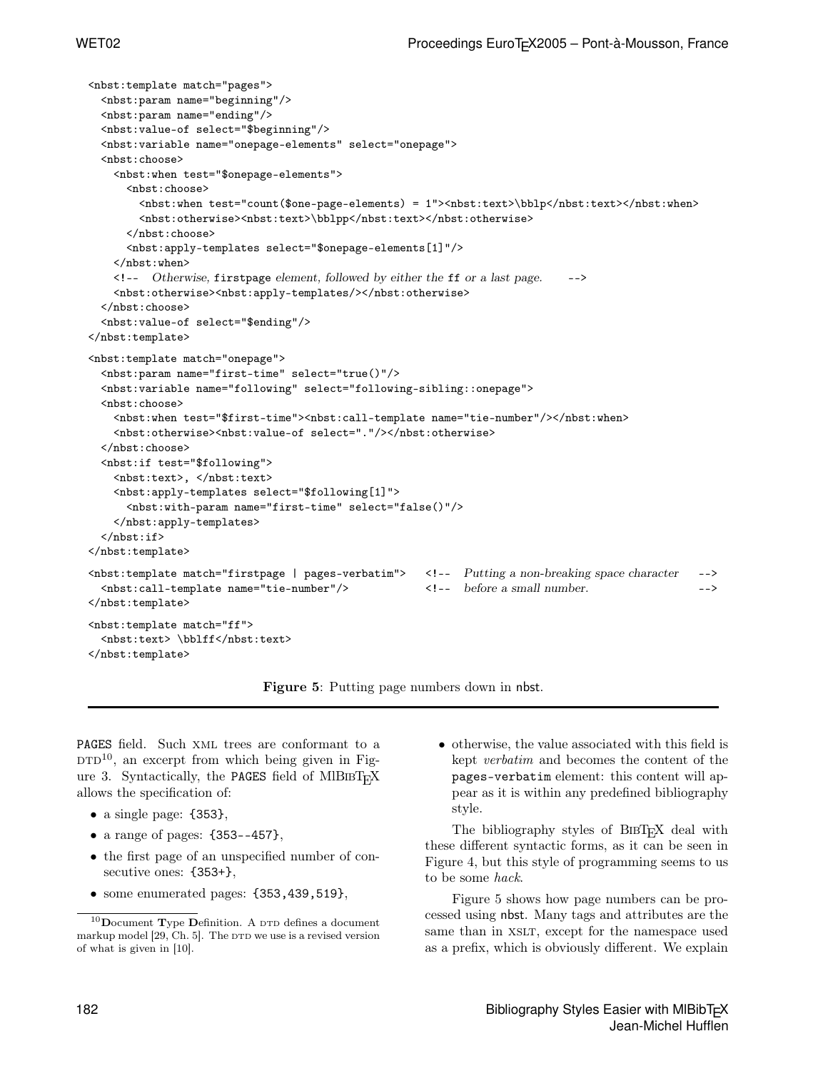```
<nbst:template match="pages">
  <nbst:param name="beginning"/>
  <nbst:param name="ending"/>
  <nbst:value-of select="$beginning"/>
  <nbst:variable name="onepage-elements" select="onepage">
  <nbst:choose>
    <nbst:when test="$onepage-elements">
      <nbst:choose>
        <nbst:when test="count($one-page-elements) = 1"><nbst:text>\bblp</nbst:text></nbst:when>
        <nbst:otherwise><nbst:text>\bblpp</nbst:text></nbst:otherwise>
      </nbst:choose>
      <nbst:apply-templates select="$onepage-elements[1]"/>
    </nbst:when>
    <!--  Otherwise, firstpage element, followed by either the ff or a last page.      -->
    <nbst:otherwise><nbst:apply-templates/></nbst:otherwise>
  </nbst:choose>
  <nbst:value-of select="$ending"/>
</nbst:template>

<nbst:template match="onepage">
  <nbst:param name="first-time" select="true()"/>
  <nbst:variable name="following" select="following-sibling::onepage">
  <nbst:choose>
    <nbst:when test="$first-time"><nbst:call-template name="tie-number"/></nbst:when>
    <nbst:otherwise><nbst:value-of select="."/></nbst:otherwise>
  </nbst:choose>
  <nbst:if test="$following">
    <nbst:text>, </nbst:text>
    <nbst:apply-templates select="$following[1]">
      <nbst:with-param name="first-time" select="false()"/>
    </nbst:apply-templates>
  </nbst:if>
</nbst:template>

<nbst:template match="firstpage | pages-verbatim">   <!--  Putting a non-breaking space character     -->
  <nbst:call-template name="tie-number"/>           <!--  before a small number.                     -->
</nbst:template>

<nbst:template match="ff">
  <nbst:text> \bblff</nbst:text>
</nbst:template>
```

**Figure 5**: Putting page numbers down in nbst.

PAGES field. Such XML trees are conformant to a DTD[10], an excerpt from which being given in Figure 3. Syntactically, the PAGES field of MlBIBTEX allows the specification of:

- a single page: {353},
- a range of pages: {353--457},
- the first page of an unspecified number of consecutive ones: {353+},
- some enumerated pages: {353,439,519},
- otherwise, the value associated with this field is kept *verbatim* and becomes the content of the pages-verbatim element: this content will appear as it is within any predefined bibliography style.

The bibliography styles of BIBTEX deal with these different syntactic forms, as it can be seen in Figure 4, but this style of programming seems to us to be some *hack*.

Figure 5 shows how page numbers can be processed using nbst. Many tags and attributes are the same than in XSLT, except for the namespace used as a prefix, which is obviously different. We explain

[10] **D**ocument **T**ype **D**efinition. A DTD defines a document markup model [29, Ch. 5]. The DTD we use is a revised version of what is given in [10].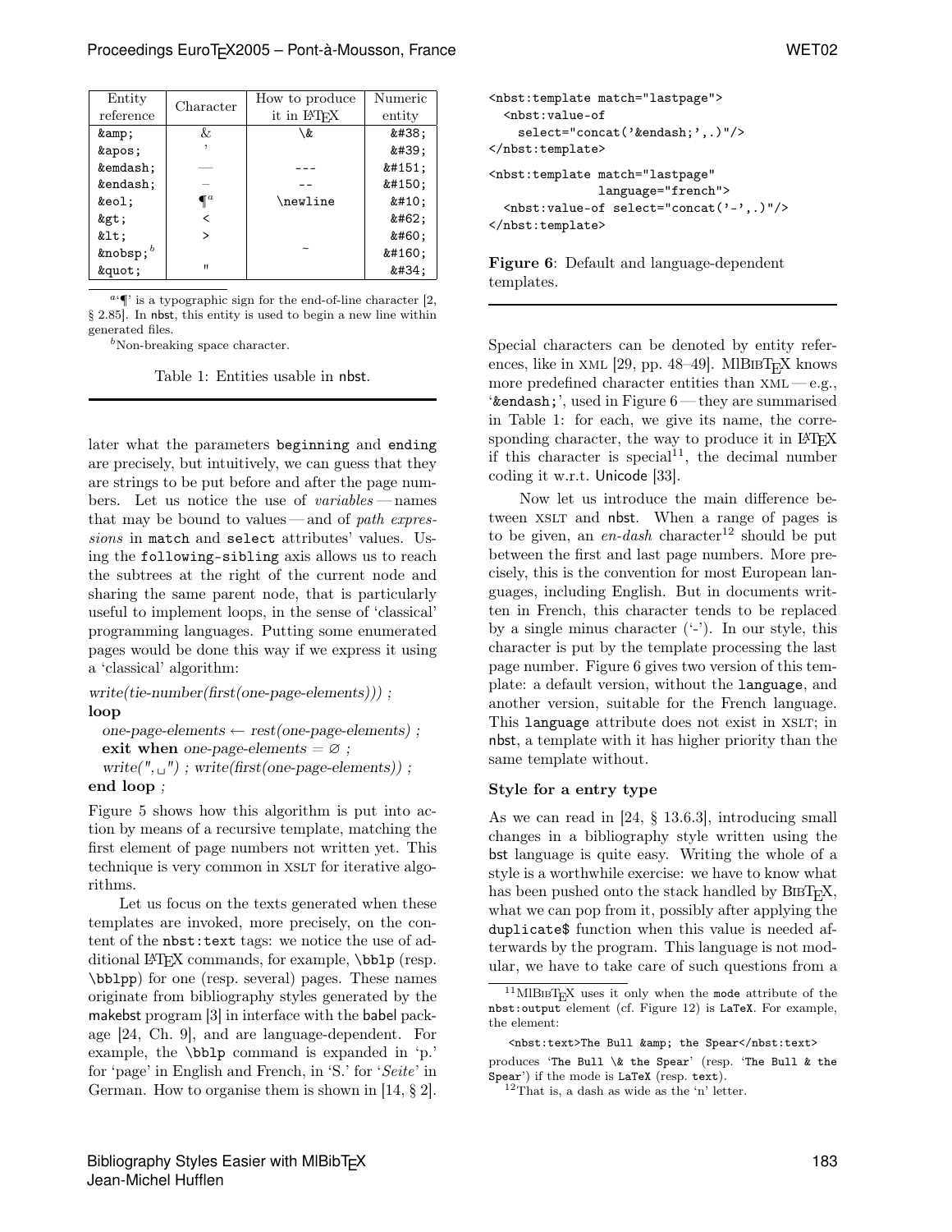| Entity reference | Character | How to produce it in LaTeX | Numeric entity |
|---|---|---|---|
| `&amp;` | & | `\&` | `&#38;` |
| `&apos;` | ' | | `&#39;` |
| `&emdash;` | — | `---` | `&#151;` |
| `&endash;` | – | `--` | `&#150;` |
| `&eol;` | ¶[a] | `\newline` | `&#10;` |
| `&gt;` | < | | `&#62;` |
| `&lt;` | > | | `&#60;` |
| `&nobsp;`[b] | | `~` | `&#160;` |
| `&quot;` | " | | `&#34;` |

[a] '¶' is a typographic sign for the end-of-line character [2, § 2.85]. In nbst, this entity is used to begin a new line within generated files.

[b] Non-breaking space character.

Table 1: Entities usable in nbst.

later what the parameters `beginning` and `ending` are precisely, but intuitively, we can guess that they are strings to be put before and after the page numbers. Let us notice the use of *variables* — names that may be bound to values — and of *path expressions* in `match` and `select` attributes' values. Using the `following-sibling` axis allows us to reach the subtrees at the right of the current node and sharing the same parent node, that is particularly useful to implement loops, in the sense of 'classical' programming languages. Putting some enumerated pages would be done this way if we express it using a 'classical' algorithm:

*write(tie-number(first(one-page-elements)))* ;
**loop**
  *one-page-elements* ← *rest(one-page-elements)* ;
  **exit when** *one-page-elements* = ∅ ;
  *write(",␣")* ; *write(first(one-page-elements))* ;
**end loop** ;

Figure 5 shows how this algorithm is put into action by means of a recursive template, matching the first element of page numbers not written yet. This technique is very common in XSLT for iterative algorithms.

Let us focus on the texts generated when these templates are invoked, more precisely, on the content of the `nbst:text` tags: we notice the use of additional LaTeX commands, for example, `\bblp` (resp. `\bblpp`) for one (resp. several) pages. These names originate from bibliography styles generated by the makebst program [3] in interface with the babel package [24, Ch. 9], and are language-dependent. For example, the `\bblp` command is expanded in 'p.' for 'page' in English and French, in 'S.' for '*Seite*' in German. How to organise them is shown in [14, § 2].

```
<nbst:template match="lastpage">
  <nbst:value-of
    select="concat('&endash;',.)"/>
</nbst:template>

<nbst:template match="lastpage"
               language="french">
  <nbst:value-of select="concat('-',.)"/>
</nbst:template>
```

**Figure 6**: Default and language-dependent templates.

Special characters can be denoted by entity references, like in XML [29, pp. 48–49]. MlBibTeX knows more predefined character entities than XML — e.g., '`&endash;`', used in Figure 6 — they are summarised in Table 1: for each, we give its name, the corresponding character, the way to produce it in LaTeX if this character is special[11], the decimal number coding it w.r.t. Unicode [33].

Now let us introduce the main difference between XSLT and nbst. When a range of pages is to be given, an *en-dash* character[12] should be put between the first and last page numbers. More precisely, this is the convention for most European languages, including English. But in documents written in French, this character tends to be replaced by a single minus character ('-'). In our style, this character is put by the template processing the last page number. Figure 6 gives two version of this template: a default version, without the `language`, and another version, suitable for the French language. This `language` attribute does not exist in XSLT; in nbst, a template with it has higher priority than the same template without.

### Style for a entry type

As we can read in [24, § 13.6.3], introducing small changes in a bibliography style written using the bst language is quite easy. Writing the whole of a style is a worthwhile exercise: we have to know what has been pushed onto the stack handled by BibTeX, what we can pop from it, possibly after applying the `duplicate$` function when this value is needed afterwards by the program. This language is not modular, we have to take care of such questions from a

[11] MlBibTeX uses it only when the `mode` attribute of the `nbst:output` element (cf. Figure 12) is `LaTeX`. For example, the element:

`<nbst:text>The Bull &amp; the Spear</nbst:text>`

produces '`The Bull \& the Spear`' (resp. '`The Bull & the Spear`') if the mode is `LaTeX` (resp. `text`).

[12] That is, a dash as wide as the 'n' letter.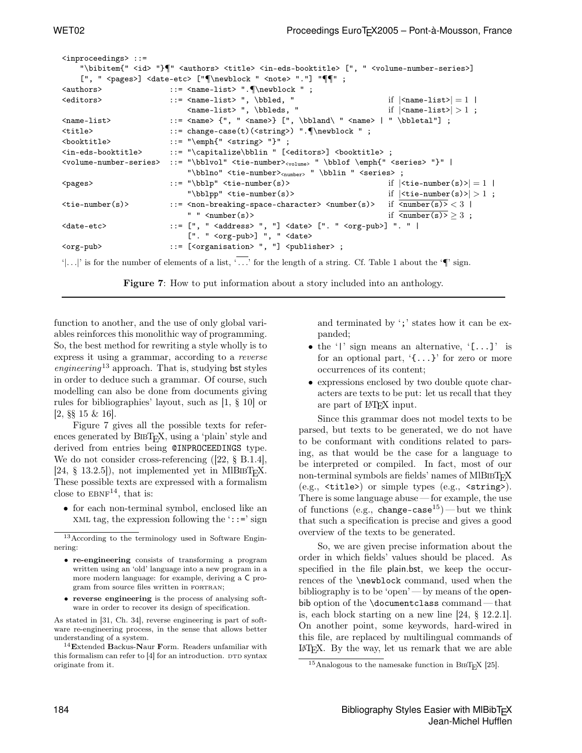```
<inproceedings> ::=
    "\bibitem{" <id> "}¶" <authors> <title> <in-eds-booktitle> [", " <volume-number-series>]
    [", " <pages>] <date-etc> ["¶\newblock " <note> "."] "¶¶" ;
<authors>              ::= <name-list> ".¶\newblock " ;
<editors>              ::= <name-list> ", \bbled, "                    if |<name-list>| = 1 |
                           <name-list> ", \bbleds, "                   if |<name-list>| > 1 ;
<name-list>            ::= <name> {", " <name>} [", \bbland\ " <name> | " \bbletal"] ;
<title>                ::= change-case(t)(<string>) ".¶\newblock " ;
<booktitle>            ::= "\emph{" <string> "}" ;
<in-eds-booktitle>     ::= "\capitalize\bblin " [<editors>] <booktitle> ;
<volume-number-series> ::= "\bblvol" <tie-number>_<volume> " \bblof \emph{" <series> "}" |
                           "\bblno" <tie-number>_<number> " \bblin " <series> ;
<pages>                ::= "\bblp" <tie-number(s)>                     if |<tie-number(s)>| = 1 |
                           "\bblpp" <tie-number(s)>                    if |<tie-number(s)>| > 1 ;
<tie-number(s)>        ::= <non-breaking-space-character> <number(s)>  if length(<number(s)>) < 3 |
                           " " <number(s)>                             if length(<number(s)>) ≥ 3 ;
<date-etc>             ::= [", " <address> ", "] <date> [". " <org-pub>] ". " |
                           [". " <org-pub>] ", " <date>
<org-pub>              ::= [<organisation> ", "] <publisher> ;
```

'|...|' is for the number of elements of a list, '$\overline{\ldots}$' for the length of a string. Cf. Table 1 about the '¶' sign.

**Figure 7**: How to put information about a story included into an anthology.

function to another, and the use of only global variables reinforces this monolithic way of programming. So, the best method for rewriting a style wholly is to express it using a grammar, according to a *reverse engineering*[13] approach. That is, studying bst styles in order to deduce such a grammar. Of course, such modelling can also be done from documents giving rules for bibliographies' layout, such as [1, § 10] or [2, §§ 15 & 16].

Figure 7 gives all the possible texts for references generated by BibTeX, using a 'plain' style and derived from entries being `@INPROCEEDINGS` type. We do not consider cross-referencing ([22, § B.1.4], [24, § 13.2.5]), not implemented yet in MlBibTeX. These possible texts are expressed with a formalism close to EBNF[14], that is:

- for each non-terminal symbol, enclosed like an XML tag, the expression following the '`::=`' sign and terminated by '`;`' states how it can be expanded;
- the '`|`' sign means an alternative, '`[...]`' is for an optional part, '`{...}`' for zero or more occurrences of its content;
- expressions enclosed by two double quote characters are texts to be put: let us recall that they are part of LaTeX input.

Since this grammar does not model texts to be parsed, but texts to be generated, we do not have to be conformant with conditions related to parsing, as that would be the case for a language to be interpreted or compiled. In fact, most of our non-terminal symbols are fields' names of MlBibTeX (e.g., `<title>`) or simple types (e.g., `<string>`). There is some language abuse — for example, the use of functions (e.g., `change-case`[15]) — but we think that such a specification is precise and gives a good overview of the texts to be generated.

So, we are given precise information about the order in which fields' values should be placed. As specified in the file plain.bst, we keep the occurrences of the `\newblock` command, used when the bibliography is to be 'open' — by means of the openbib option of the `\documentclass` command — that is, each block starting on a new line [24, § 12.2.1]. On another point, some keywords, hard-wired in this file, are replaced by multilingual commands of LaTeX. By the way, let us remark that we are able

---

[13] According to the terminology used in Software Enginnering:

- **re-engineering** consists of transforming a program written using an 'old' language into a new program in a more modern language: for example, deriving a C program from source files written in FORTRAN;
- **reverse engineering** is the process of analysing software in order to recover its design of specification.

As stated in [31, Ch. 34], reverse engineering is part of software re-engineering process, in the sense that allows better understanding of a system.

[14] **E**xtended **B**ackus-**N**aur **F**orm. Readers unfamiliar with this formalism can refer to [4] for an introduction. DTD syntax originate from it.

[15] Analogous to the namesake function in BibTeX [25].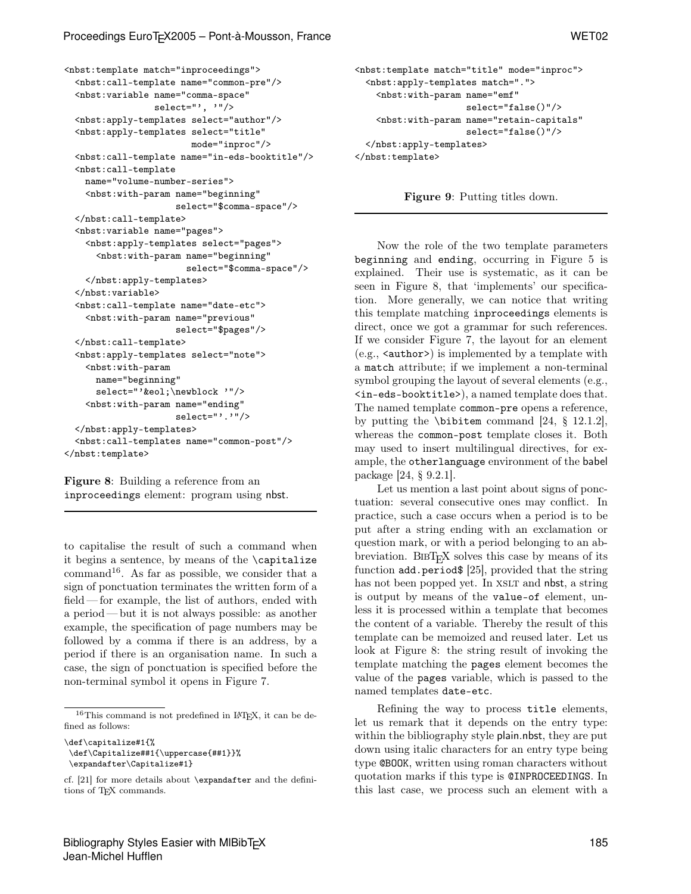```
<nbst:template match="inproceedings">
  <nbst:call-template name="common-pre"/>
  <nbst:variable name="comma-space"
                 select="', '"/>
  <nbst:apply-templates select="author"/>
  <nbst:apply-templates select="title"
                        mode="inproc"/>
  <nbst:call-template name="in-eds-booktitle"/>
  <nbst:call-template
    name="volume-number-series">
    <nbst:with-param name="beginning"
                     select="$comma-space"/>
  </nbst:call-template>
  <nbst:variable name="pages">
    <nbst:apply-templates select="pages">
      <nbst:with-param name="beginning"
                       select="$comma-space"/>
    </nbst:apply-templates>
  </nbst:variable>
  <nbst:call-template name="date-etc">
    <nbst:with-param name="previous"
                     select="$pages"/>
  </nbst:call-template>
  <nbst:apply-templates select="note">
    <nbst:with-param
      name="beginning"
      select="'&eol;\newblock '"/>
    <nbst:with-param name="ending"
                     select="'.'"/>
  </nbst:apply-templates>
  <nbst:call-templates name="common-post"/>
</nbst:template>
```

**Figure 8**: Building a reference from an inproceedings element: program using nbst.

to capitalise the result of such a command when it begins a sentence, by means of the \capitalize command[16]. As far as possible, we consider that a sign of ponctuation terminates the written form of a field — for example, the list of authors, ended with a period — but it is not always possible: as another example, the specification of page numbers may be followed by a comma if there is an address, by a period if there is an organisation name. In such a case, the sign of ponctuation is specified before the non-terminal symbol it opens in Figure 7.

[16] This command is not predefined in LaTeX, it can be defined as follows:

```
\def\capitalize#1{%
 \def\Capitalize##1{\uppercase{##1}}%
 \expandafter\Capitalize#1}
```

cf. [21] for more details about \expandafter and the definitions of TeX commands.

```
<nbst:template match="title" mode="inproc">
  <nbst:apply-templates match=".">
    <nbst:with-param name="emf"
                     select="false()"/>
    <nbst:with-param name="retain-capitals"
                     select="false()"/>
  </nbst:apply-templates>
</nbst:template>
```

**Figure 9**: Putting titles down.

Now the role of the two template parameters beginning and ending, occurring in Figure 5 is explained. Their use is systematic, as it can be seen in Figure 8, that 'implements' our specification. More generally, we can notice that writing this template matching inproceedings elements is direct, once we got a grammar for such references. If we consider Figure 7, the layout for an element (e.g., <author>) is implemented by a template with a match attribute; if we implement a non-terminal symbol grouping the layout of several elements (e.g., <in-eds-booktitle>), a named template does that. The named template common-pre opens a reference, by putting the \bibitem command [24, § 12.1.2], whereas the common-post template closes it. Both may used to insert multilingual directives, for example, the otherlanguage environment of the babel package [24, § 9.2.1].

Let us mention a last point about signs of ponctuation: several consecutive ones may conflict. In practice, such a case occurs when a period is to be put after a string ending with an exclamation or question mark, or with a period belonging to an abbreviation. BibTeX solves this case by means of its function add.period$ [25], provided that the string has not been popped yet. In XSLT and nbst, a string is output by means of the value-of element, unless it is processed within a template that becomes the content of a variable. Thereby the result of this template can be memoized and reused later. Let us look at Figure 8: the string result of invoking the template matching the pages element becomes the value of the pages variable, which is passed to the named templates date-etc.

Refining the way to process title elements, let us remark that it depends on the entry type: within the bibliography style plain.nbst, they are put down using italic characters for an entry type being type @BOOK, written using roman characters without quotation marks if this type is @INPROCEEDINGS. In this last case, we process such an element with a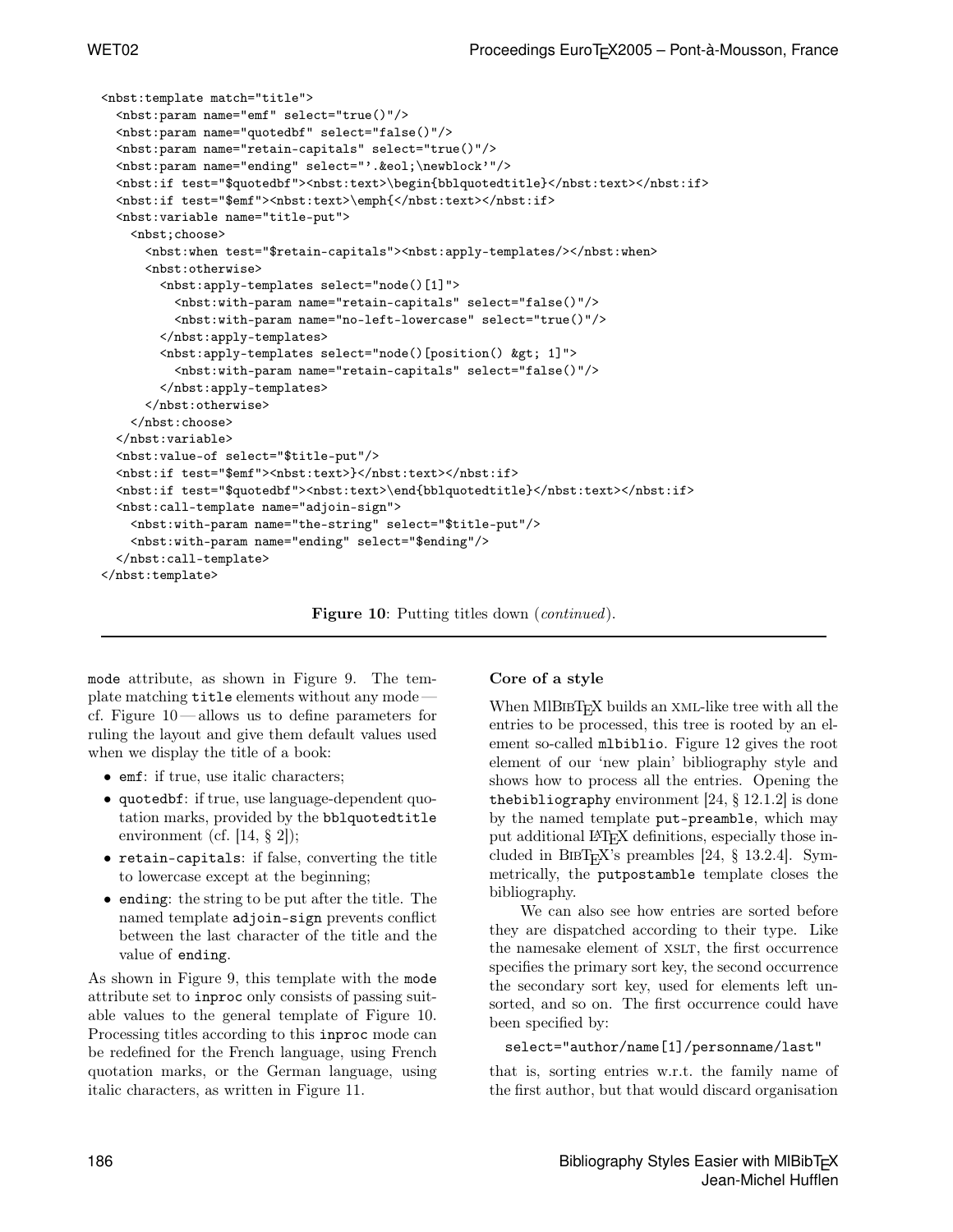```
<nbst:template match="title">
  <nbst:param name="emf" select="true()"/>
  <nbst:param name="quotedbf" select="false()"/>
  <nbst:param name="retain-capitals" select="true()"/>
  <nbst:param name="ending" select="'.&eol;\newblock'"/>
  <nbst:if test="$quotedbf"><nbst:text>\begin{bblquotedtitle}</nbst:text></nbst:if>
  <nbst:if test="$emf"><nbst:text>\emph{</nbst:text></nbst:if>
  <nbst:variable name="title-put">
    <nbst;choose>
      <nbst:when test="$retain-capitals"><nbst:apply-templates/></nbst:when>
      <nbst:otherwise>
        <nbst:apply-templates select="node()[1]">
          <nbst:with-param name="retain-capitals" select="false()"/>
          <nbst:with-param name="no-left-lowercase" select="true()"/>
        </nbst:apply-templates>
        <nbst:apply-templates select="node()[position() &gt; 1]">
          <nbst:with-param name="retain-capitals" select="false()"/>
        </nbst:apply-templates>
      </nbst:otherwise>
    </nbst:choose>
  </nbst:variable>
  <nbst:value-of select="$title-put"/>
  <nbst:if test="$emf"><nbst:text>}</nbst:text></nbst:if>
  <nbst:if test="$quotedbf"><nbst:text>\end{bblquotedtitle}</nbst:text></nbst:if>
  <nbst:call-template name="adjoin-sign">
    <nbst:with-param name="the-string" select="$title-put"/>
    <nbst:with-param name="ending" select="$ending"/>
  </nbst:call-template>
</nbst:template>
```

**Figure 10**: Putting titles down (*continued*).

mode attribute, as shown in Figure 9. The template matching title elements without any mode — cf. Figure 10 — allows us to define parameters for ruling the layout and give them default values used when we display the title of a book:

- emf: if true, use italic characters;
- quotedbf: if true, use language-dependent quotation marks, provided by the bblquotedtitle environment (cf. [14, § 2]);
- retain-capitals: if false, converting the title to lowercase except at the beginning;
- ending: the string to be put after the title. The named template adjoin-sign prevents conflict between the last character of the title and the value of ending.

As shown in Figure 9, this template with the mode attribute set to inproc only consists of passing suitable values to the general template of Figure 10. Processing titles according to this inproc mode can be redefined for the French language, using French quotation marks, or the German language, using italic characters, as written in Figure 11.

### Core of a style

When MlBibTEX builds an XML-like tree with all the entries to be processed, this tree is rooted by an element so-called mlbiblio. Figure 12 gives the root element of our 'new plain' bibliography style and shows how to process all the entries. Opening the thebibliography environment [24, § 12.1.2] is done by the named template put-preamble, which may put additional LATEX definitions, especially those included in BibTEX's preambles [24, § 13.2.4]. Symmetrically, the putpostamble template closes the bibliography.

We can also see how entries are sorted before they are dispatched according to their type. Like the namesake element of XSLT, the first occurrence specifies the primary sort key, the second occurrence the secondary sort key, used for elements left unsorted, and so on. The first occurrence could have been specified by:

```
select="author/name[1]/personname/last"
```

that is, sorting entries w.r.t. the family name of the first author, but that would discard organisation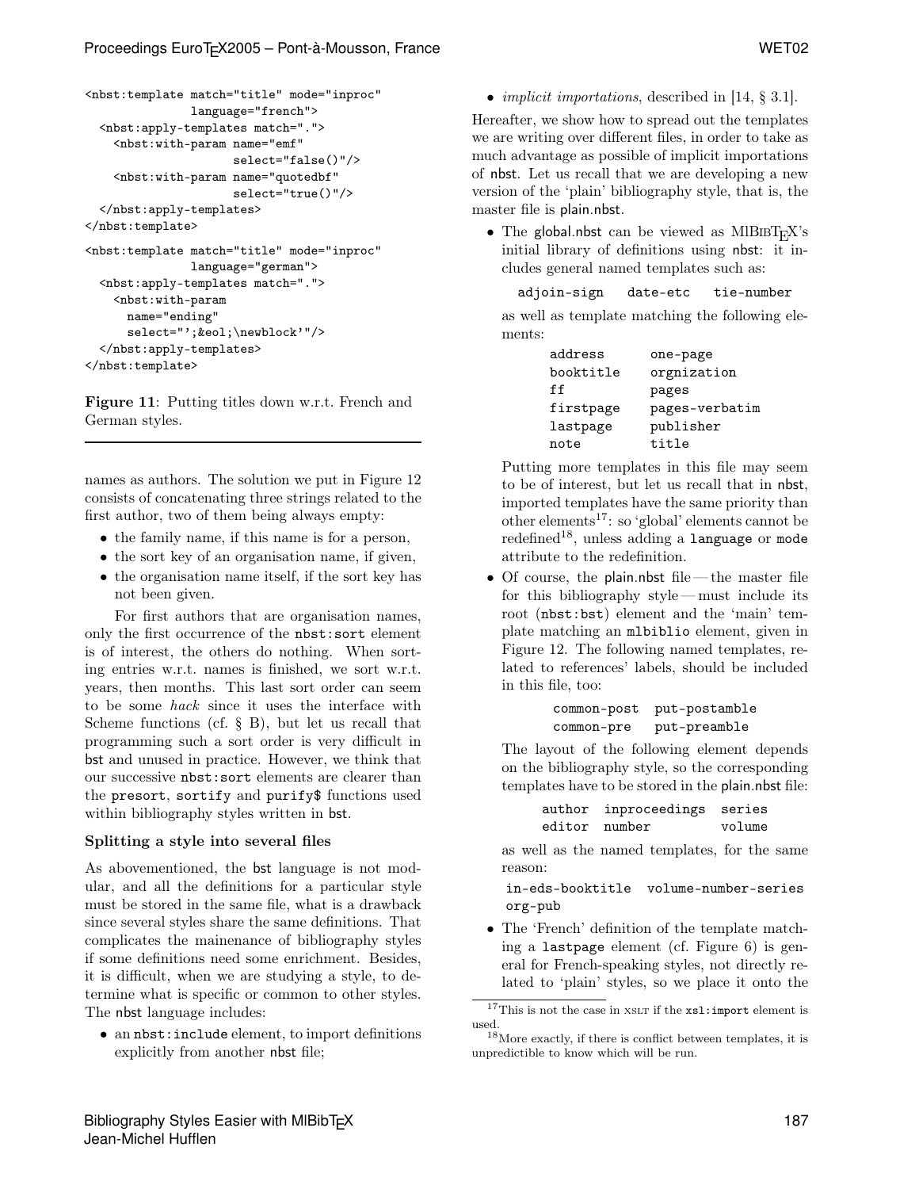```
<nbst:template match="title" mode="inproc"
               language="french">
  <nbst:apply-templates match=".">
    <nbst:with-param name="emf"
                     select="false()"/>
    <nbst:with-param name="quotedbf"
                     select="true()"/>
  </nbst:apply-templates>
</nbst:template>

<nbst:template match="title" mode="inproc"
               language="german">
  <nbst:apply-templates match=".">
    <nbst:with-param
      name="ending"
      select="';&eol;\newblock'"/>
  </nbst:apply-templates>
</nbst:template>
```

**Figure 11**: Putting titles down w.r.t. French and German styles.

names as authors. The solution we put in Figure 12 consists of concatenating three strings related to the first author, two of them being always empty:

- the family name, if this name is for a person,
- the sort key of an organisation name, if given,
- the organisation name itself, if the sort key has not been given.

For first authors that are organisation names, only the first occurrence of the `nbst:sort` element is of interest, the others do nothing. When sorting entries w.r.t. names is finished, we sort w.r.t. years, then months. This last sort order can seem to be some *hack* since it uses the interface with Scheme functions (cf. § B), but let us recall that programming such a sort order is very difficult in bst and unused in practice. However, we think that our successive `nbst:sort` elements are clearer than the `presort`, `sortify` and `purify$` functions used within bibliography styles written in bst.

### Splitting a style into several files

As abovementioned, the bst language is not modular, and all the definitions for a particular style must be stored in the same file, what is a drawback since several styles share the same definitions. That complicates the mainenance of bibliography styles if some definitions need some enrichment. Besides, it is difficult, when we are studying a style, to determine what is specific or common to other styles. The nbst language includes:

- an `nbst:include` element, to import definitions explicitly from another nbst file;
- *implicit importations*, described in [14, § 3.1].

Hereafter, we show how to spread out the templates we are writing over different files, in order to take as much advantage as possible of implicit importations of nbst. Let us recall that we are developing a new version of the 'plain' bibliography style, that is, the master file is plain.nbst.

- The global.nbst can be viewed as MlBibTeX's initial library of definitions using nbst: it includes general named templates such as:

  `adjoin-sign` `date-etc` `tie-number`

  as well as template matching the following elements:

  | | |
  |---|---|
  | `address` | `one-page` |
  | `booktitle` | `orgnization` |
  | `ff` | `pages` |
  | `firstpage` | `pages-verbatim` |
  | `lastpage` | `publisher` |
  | `note` | `title` |

  Putting more templates in this file may seem to be of interest, but let us recall that in nbst, imported templates have the same priority than other elements[17]: so 'global' elements cannot be redefined[18], unless adding a `language` or `mode` attribute to the redefinition.

- Of course, the plain.nbst file — the master file for this bibliography style — must include its root (`nbst:bst`) element and the 'main' template matching an `mlbiblio` element, given in Figure 12. The following named templates, related to references' labels, should be included in this file, too:

  `common-post` `put-postamble`
  `common-pre` `put-preamble`

  The layout of the following element depends on the bibliography style, so the corresponding templates have to be stored in the plain.nbst file:

  `author` `inproceedings` `series`
  `editor` `number` `volume`

  as well as the named templates, for the same reason:

  `in-eds-booktitle` `volume-number-series`
  `org-pub`

- The 'French' definition of the template matching a `lastpage` element (cf. Figure 6) is general for French-speaking styles, not directly related to 'plain' styles, so we place it onto the

[17] This is not the case in XSLT if the `xsl:import` element is used.

[18] More exactly, if there is conflict between templates, it is unpredictible to know which will be run.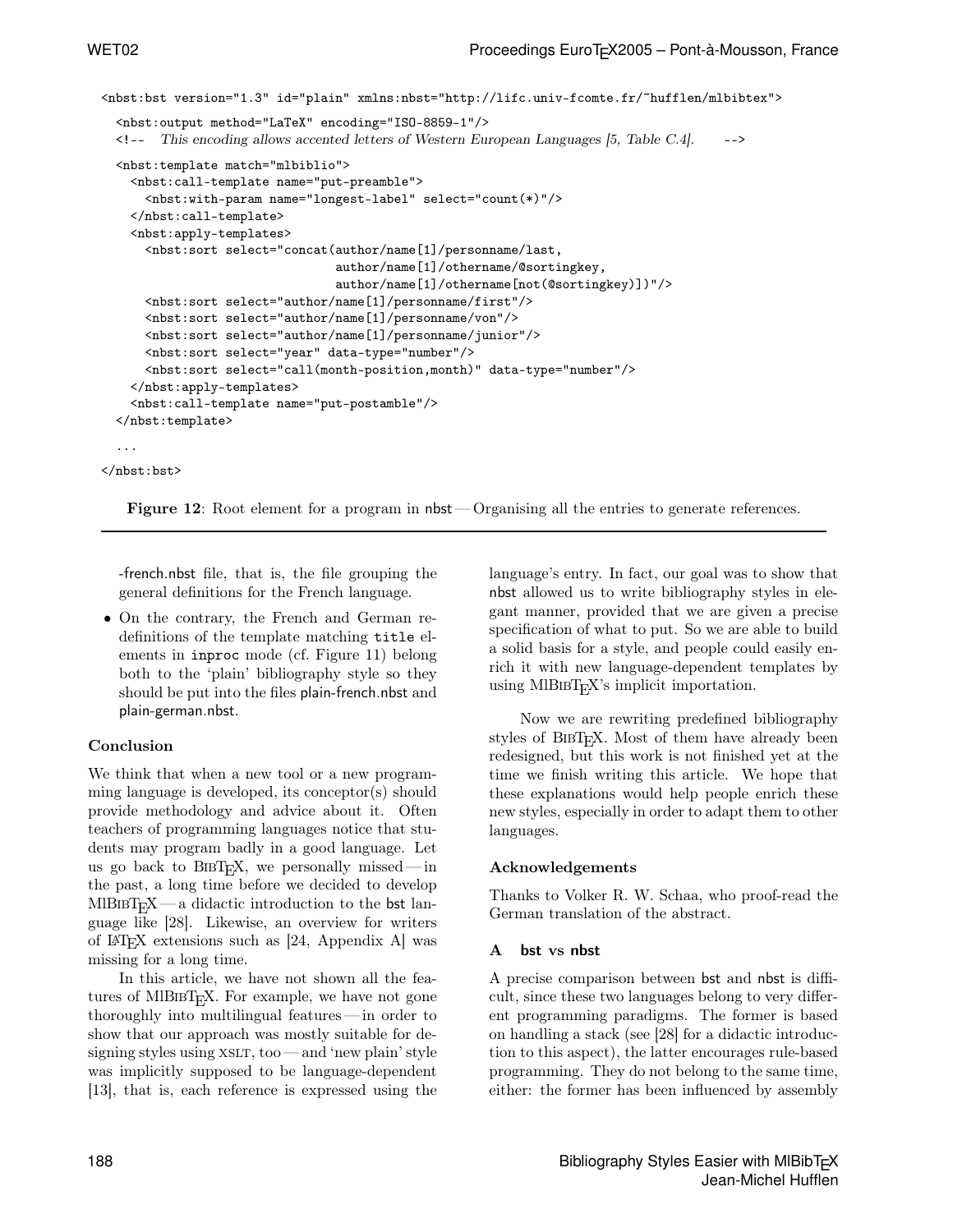```
<nbst:bst version="1.3" id="plain" xmlns:nbst="http://lifc.univ-fcomte.fr/~hufflen/mlbibtex">

  <nbst:output method="LaTeX" encoding="ISO-8859-1"/>
  <!-- This encoding allows accented letters of Western European Languages [5, Table C.4]. -->

  <nbst:template match="mlbiblio">
    <nbst:call-template name="put-preamble">
      <nbst:with-param name="longest-label" select="count(*)"/>
    </nbst:call-template>
    <nbst:apply-templates>
      <nbst:sort select="concat(author/name[1]/personname/last,
                                author/name[1]/othername/@sortingkey,
                                author/name[1]/othername[not(@sortingkey)])"/>
      <nbst:sort select="author/name[1]/personname/first"/>
      <nbst:sort select="author/name[1]/personname/von"/>
      <nbst:sort select="author/name[1]/personname/junior"/>
      <nbst:sort select="year" data-type="number"/>
      <nbst:sort select="call(month-position,month)" data-type="number"/>
    </nbst:apply-templates>
    <nbst:call-template name="put-postamble"/>
  </nbst:template>

  ...

</nbst:bst>
```

**Figure 12**: Root element for a program in nbst — Organising all the entries to generate references.

-french.nbst file, that is, the file grouping the general definitions for the French language.

- On the contrary, the French and German redefinitions of the template matching `title` elements in `inproc` mode (cf. Figure 11) belong both to the 'plain' bibliography style so they should be put into the files plain-french.nbst and plain-german.nbst.

### Conclusion

We think that when a new tool or a new programming language is developed, its conceptor(s) should provide methodology and advice about it. Often teachers of programming languages notice that students may program badly in a good language. Let us go back to BibTeX, we personally missed — in the past, a long time before we decided to develop MlBibTeX — a didactic introduction to the bst language like [28]. Likewise, an overview for writers of LaTeX extensions such as [24, Appendix A] was missing for a long time.

In this article, we have not shown all the features of MlBibTeX. For example, we have not gone thoroughly into multilingual features — in order to show that our approach was mostly suitable for designing styles using XSLT, too — and 'new plain' style was implicitly supposed to be language-dependent [13], that is, each reference is expressed using the language's entry. In fact, our goal was to show that nbst allowed us to write bibliography styles in elegant manner, provided that we are given a precise specification of what to put. So we are able to build a solid basis for a style, and people could easily enrich it with new language-dependent templates by using MlBibTeX's implicit importation.

Now we are rewriting predefined bibliography styles of BibTeX. Most of them have already been redesigned, but this work is not finished yet at the time we finish writing this article. We hope that these explanations would help people enrich these new styles, especially in order to adapt them to other languages.

### Acknowledgements

Thanks to Volker R. W. Schaa, who proof-read the German translation of the abstract.

## A bst vs nbst

A precise comparison between bst and nbst is difficult, since these two languages belong to very different programming paradigms. The former is based on handling a stack (see [28] for a didactic introduction to this aspect), the latter encourages rule-based programming. They do not belong to the same time, either: the former has been influenced by assembly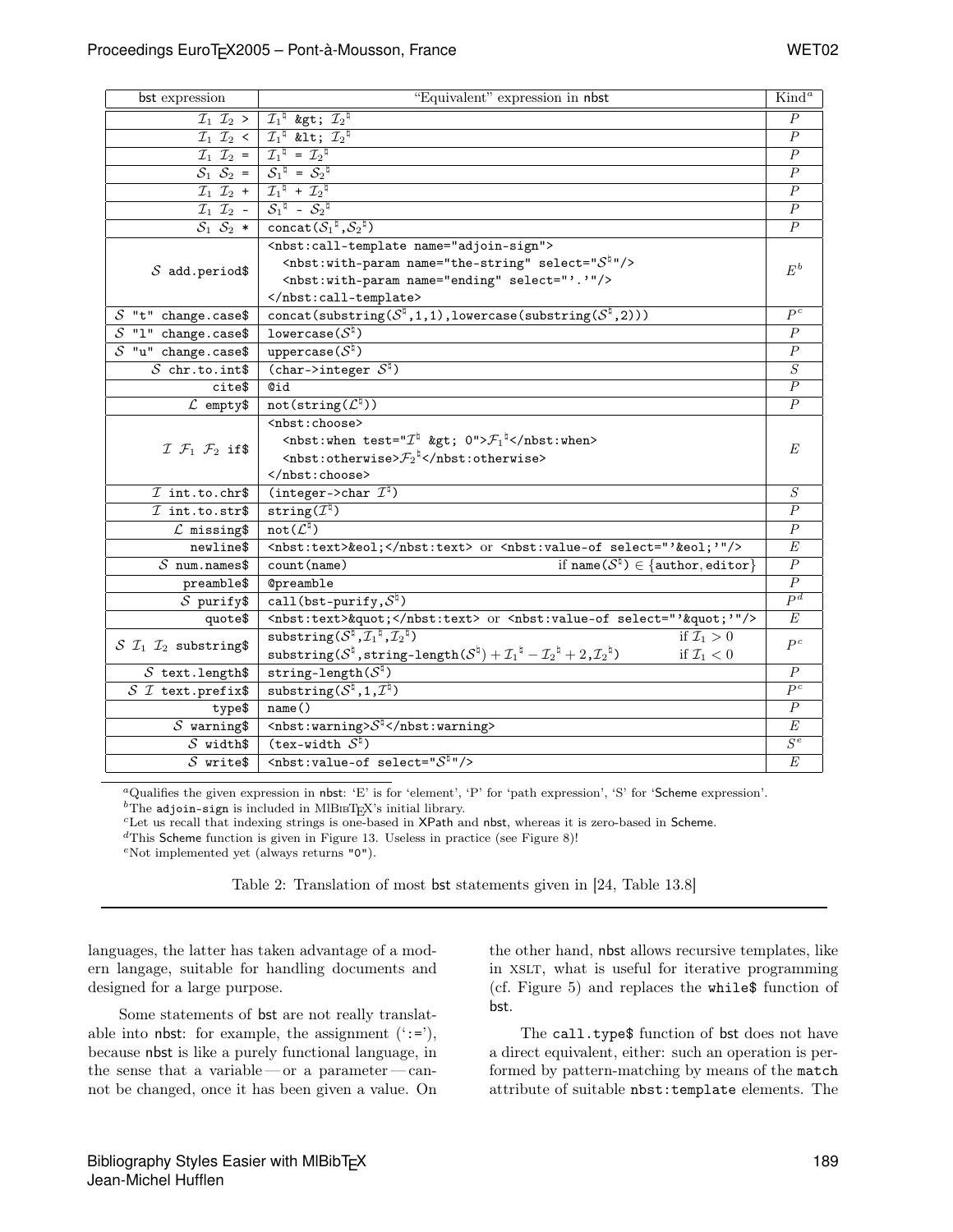| bst expression | "Equivalent" expression in nbst | Kind[a] |
|---|---|---|
| $\mathcal{I}_1$ $\mathcal{I}_2$ `>` | $\mathcal{I}_1^\natural$ `&gt;` $\mathcal{I}_2^\natural$ | $P$ |
| $\mathcal{I}_1$ $\mathcal{I}_2$ `<` | $\mathcal{I}_1^\natural$ `&lt;` $\mathcal{I}_2^\natural$ | $P$ |
| $\mathcal{I}_1$ $\mathcal{I}_2$ `=` | $\mathcal{I}_1^\natural$ `=` $\mathcal{I}_2^\natural$ | $P$ |
| $\mathcal{S}_1$ $\mathcal{S}_2$ `=` | $\mathcal{S}_1^\natural$ `=` $\mathcal{S}_2^\natural$ | $P$ |
| $\mathcal{I}_1$ $\mathcal{I}_2$ `+` | $\mathcal{I}_1^\natural$ `+` $\mathcal{I}_2^\natural$ | $P$ |
| $\mathcal{I}_1$ $\mathcal{I}_2$ `-` | $\mathcal{S}_1^\natural$ `-` $\mathcal{S}_2^\natural$ | $P$ |
| $\mathcal{S}_1$ $\mathcal{S}_2$ `*` | `concat(`$\mathcal{S}_1^\natural$`,`$\mathcal{S}_2^\natural$`)` | $P$ |
| $\mathcal{S}$ `add.period$` | `<nbst:call-template name="adjoin-sign">` `<nbst:with-param name="the-string" select="`$\mathcal{S}^\natural$`"/>` `<nbst:with-param name="ending" select="'.'"/>` `</nbst:call-template>` | $E^b$ |
| $\mathcal{S}$ `"t" change.case$` | `concat(substring(`$\mathcal{S}^\natural$`,1,1),lowercase(substring(`$\mathcal{S}^\natural$`,2)))` | $P^c$ |
| $\mathcal{S}$ `"l" change.case$` | `lowercase(`$\mathcal{S}^\natural$`)` | $P$ |
| $\mathcal{S}$ `"u" change.case$` | `uppercase(`$\mathcal{S}^\natural$`)` | $P$ |
| $\mathcal{S}$ `chr.to.int$` | `(char->integer` $\mathcal{S}^\natural$`)` | $S$ |
| `cite$` | `@id` | $P$ |
| $\mathcal{L}$ `empty$` | `not(string(`$\mathcal{L}^\natural$`))` | $P$ |
| $\mathcal{I}$ $\mathcal{F}_1$ $\mathcal{F}_2$ `if$` | `<nbst:choose>` `<nbst:when test="`$\mathcal{I}^\natural$` &gt; 0">`$\mathcal{F}_1^\natural$`</nbst:when>` `<nbst:otherwise>`$\mathcal{F}_2^\natural$`</nbst:otherwise>` `</nbst:choose>` | $E$ |
| $\mathcal{I}$ `int.to.chr$` | `(integer->char` $\mathcal{I}^\natural$`)` | $S$ |
| $\mathcal{I}$ `int.to.str$` | `string(`$\mathcal{I}^\natural$`)` | $P$ |
| $\mathcal{L}$ `missing$` | `not(`$\mathcal{L}^\natural$`)` | $P$ |
| `newline$` | `<nbst:text>&eol;</nbst:text>` or `<nbst:value-of select="'&eol;'"/>` | $E$ |
| $\mathcal{S}$ `num.names$` | `count(name)` if `name(`$\mathcal{S}^\natural$`)` $\in$ {`author`, `editor`} | $P$ |
| `preamble$` | `@preamble` | $P$ |
| $\mathcal{S}$ `purify$` | `call(bst-purify,`$\mathcal{S}^\natural$`)` | $P^d$ |
| `quote$` | `<nbst:text>&quot;</nbst:text>` or `<nbst:value-of select="'&quot;'"/>` | $E$ |
| $\mathcal{S}$ $\mathcal{I}_1$ $\mathcal{I}_2$ `substring$` | `substring(`$\mathcal{S}^\natural$`,`$\mathcal{I}_1^\natural$`,`$\mathcal{I}_2^\natural$`)` if $\mathcal{I}_1 > 0$; `substring(`$\mathcal{S}^\natural$`,string-length(`$\mathcal{S}^\natural$`)` $+ \mathcal{I}_1^\natural - \mathcal{I}_2^\natural + 2$`,`$\mathcal{I}_2^\natural$`)` if $\mathcal{I}_1 < 0$ | $P^c$ |
| $\mathcal{S}$ `text.length$` | `string-length(`$\mathcal{S}^\natural$`)` | $P$ |
| $\mathcal{S}$ $\mathcal{I}$ `text.prefix$` | `substring(`$\mathcal{S}^\natural$`,1,`$\mathcal{I}^\natural$`)` | $P^c$ |
| `type$` | `name()` | $P$ |
| $\mathcal{S}$ `warning$` | `<nbst:warning>`$\mathcal{S}^\natural$`</nbst:warning>` | $E$ |
| $\mathcal{S}$ `width$` | `(tex-width` $\mathcal{S}^\natural$`)` | $S^e$ |
| $\mathcal{S}$ `write$` | `<nbst:value-of select="`$\mathcal{S}^\natural$`"/>` | $E$ |

[a] Qualifies the given expression in nbst: 'E' is for 'element', 'P' for 'path expression', 'S' for 'Scheme expression'.
[b] The `adjoin-sign` is included in MlBibTeX's initial library.
[c] Let us recall that indexing strings is one-based in XPath and nbst, whereas it is zero-based in Scheme.
[d] This Scheme function is given in Figure 13. Useless in practice (see Figure 8)!
[e] Not implemented yet (always returns `"0"`).

Table 2: Translation of most bst statements given in [24, Table 13.8]

languages, the latter has taken advantage of a modern langage, suitable for handling documents and designed for a large purpose.

Some statements of bst are not really translatable into nbst: for example, the assignment (':='), because nbst is like a purely functional language, in the sense that a variable — or a parameter — cannot be changed, once it has been given a value. On the other hand, nbst allows recursive templates, like in XSLT, what is useful for iterative programming (cf. Figure 5) and replaces the `while$` function of bst.

The `call.type$` function of bst does not have a direct equivalent, either: such an operation is performed by pattern-matching by means of the `match` attribute of suitable `nbst:template` elements. The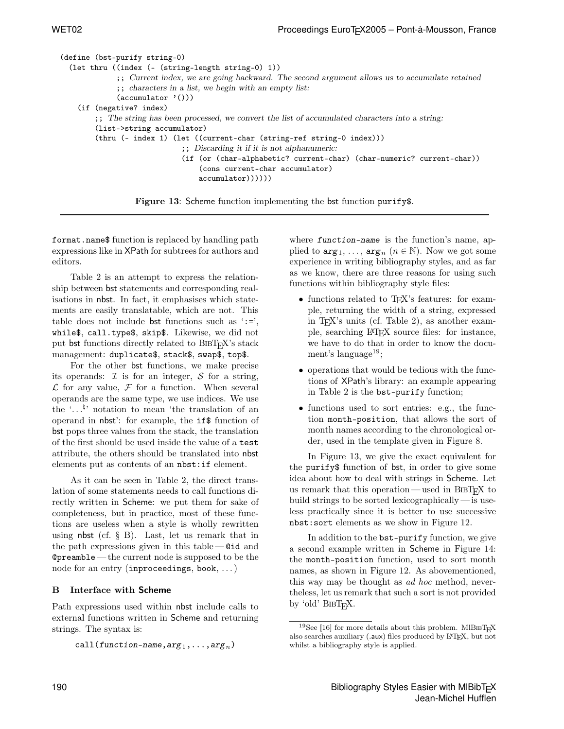```
(define (bst-purify string-0)
  (let thru ((index (- (string-length string-0) 1))
             ;; Current index, we are going backward. The second argument allows us to accumulate retained
             ;; characters in a list, we begin with an empty list:
             (accumulator '()))
    (if (negative? index)
        ;; The string has been processed, we convert the list of accumulated characters into a string:
        (list->string accumulator)
        (thru (- index 1) (let ((current-char (string-ref string-0 index)))
                            ;; Discarding it if it is not alphanumeric:
                            (if (or (char-alphabetic? current-char) (char-numeric? current-char))
                                (cons current-char accumulator)
                                accumulator))))))
```

**Figure 13**: Scheme function implementing the bst function purify$.

format.name$ function is replaced by handling path expressions like in XPath for subtrees for authors and editors.

Table 2 is an attempt to express the relationship between bst statements and corresponding realisations in nbst. In fact, it emphasises which statements are easily translatable, which are not. This table does not include bst functions such as ':=', while$, call.type$, skip$. Likewise, we did not put bst functions directly related to BibTeX's stack management: duplicate$, stack$, swap$, top$.

For the other bst functions, we make precise its operands: $\mathcal{I}$ is for an integer, $\mathcal{S}$ for a string, $\mathcal{L}$ for any value, $\mathcal{F}$ for a function. When several operands are the same type, we use indices. We use the '...$^\natural$' notation to mean 'the translation of an operand in nbst': for example, the if$ function of bst pops three values from the stack, the translation of the first should be used inside the value of a test attribute, the others should be translated into nbst elements put as contents of an nbst:if element.

As it can be seen in Table 2, the direct translation of some statements needs to call functions directly written in Scheme: we put them for sake of completeness, but in practice, most of these functions are useless when a style is wholly rewritten using nbst (cf. § B). Last, let us remark that in the path expressions given in this table — @id and @preamble — the current node is supposed to be the node for an entry (inproceedings, book, ...)

## B Interface with Scheme

Path expressions used within nbst include calls to external functions written in Scheme and returning strings. The syntax is:

call(*function-name*,*arg*$_1$,...,*arg*$_n$)

where *function-name* is the function's name, applied to *arg*$_1$, ..., *arg*$_n$ ($n \in \mathbb{N}$). Now we got some experience in writing bibliography styles, and as far as we know, there are three reasons for using such functions within bibliography style files:

- functions related to TeX's features: for example, returning the width of a string, expressed in TeX's units (cf. Table 2), as another example, searching LaTeX source files: for instance, we have to do that in order to know the document's language[19];
- operations that would be tedious with the functions of XPath's library: an example appearing in Table 2 is the bst-purify function;
- functions used to sort entries: e.g., the function month-position, that allows the sort of month names according to the chronological order, used in the template given in Figure 8.

In Figure 13, we give the exact equivalent for the purify$ function of bst, in order to give some idea about how to deal with strings in Scheme. Let us remark that this operation — used in BibTeX to build strings to be sorted lexicographically — is useless practically since it is better to use successive nbst:sort elements as we show in Figure 12.

In addition to the bst-purify function, we give a second example written in Scheme in Figure 14: the month-position function, used to sort month names, as shown in Figure 12. As abovementioned, this way may be thought as *ad hoc* method, nevertheless, let us remark that such a sort is not provided by 'old' BibTeX.

[19] See [16] for more details about this problem. MlBibTeX also searches auxiliary (.aux) files produced by LaTeX, but not whilst a bibliography style is applied.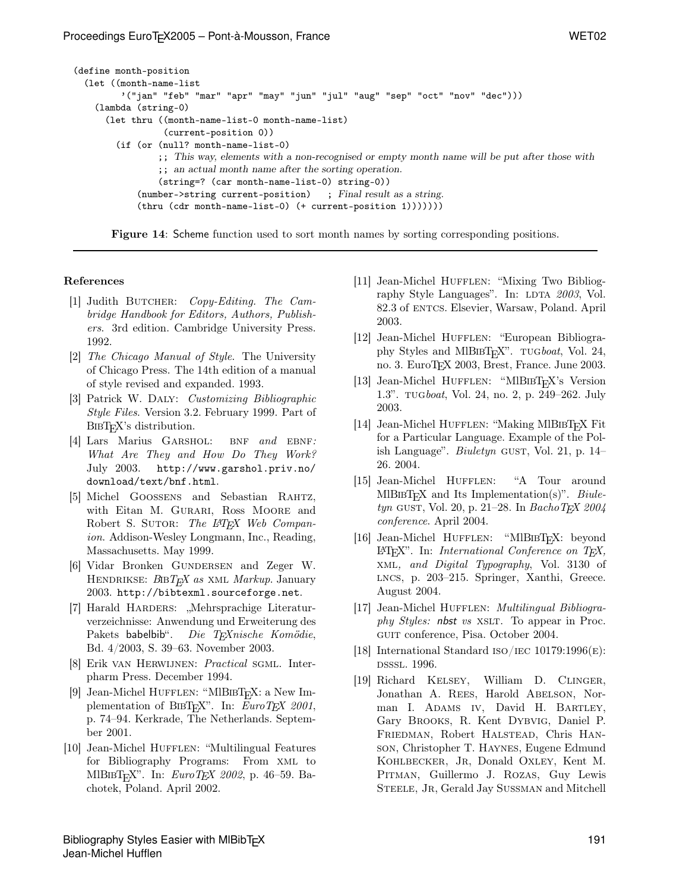```
(define month-position
  (let ((month-name-list
         '("jan" "feb" "mar" "apr" "may" "jun" "jul" "aug" "sep" "oct" "nov" "dec")))
    (lambda (string-0)
      (let thru ((month-name-list-0 month-name-list)
                 (current-position 0))
        (if (or (null? month-name-list-0)
                ;; This way, elements with a non-recognised or empty month name will be put after those with
                ;; an actual month name after the sorting operation.
                (string=? (car month-name-list-0) string-0))
            (number->string current-position)   ; Final result as a string.
            (thru (cdr month-name-list-0) (+ current-position 1)))))))
```

**Figure 14**: Scheme function used to sort month names by sorting corresponding positions.

### References

[1] Judith Butcher: *Copy-Editing. The Cambridge Handbook for Editors, Authors, Publishers.* 3rd edition. Cambridge University Press. 1992.

[2] *The Chicago Manual of Style.* The University of Chicago Press. The 14th edition of a manual of style revised and expanded. 1993.

[3] Patrick W. Daly: *Customizing Bibliographic Style Files.* Version 3.2. February 1999. Part of BibTeX's distribution.

[4] Lars Marius Garshol: *BNF and EBNF: What Are They and How Do They Work?* July 2003. http://www.garshol.priv.no/download/text/bnf.html.

[5] Michel Goossens and Sebastian Rahtz, with Eitan M. Gurari, Ross Moore and Robert S. Sutor: *The LaTeX Web Companion.* Addison-Wesley Longmann, Inc., Reading, Massachusetts. May 1999.

[6] Vidar Bronken Gundersen and Zeger W. Hendrikse: *BibTeX as XML Markup.* January 2003. http://bibtexml.sourceforge.net.

[7] Harald Harders: „Mehrsprachige Literaturverzeichnisse: Anwendung und Erweiterung des Pakets babelbib". *Die TeXnische Komödie*, Bd. 4/2003, S. 39–63. November 2003.

[8] Erik van Herwijnen: *Practical SGML.* Interpharm Press. December 1994.

[9] Jean-Michel Hufflen: "MlBibTeX: a New Implementation of BibTeX". In: *EuroTeX 2001*, p. 74–94. Kerkrade, The Netherlands. September 2001.

[10] Jean-Michel Hufflen: "Multilingual Features for Bibliography Programs: From XML to MlBibTeX". In: *EuroTeX 2002*, p. 46–59. Bachotek, Poland. April 2002.

[11] Jean-Michel Hufflen: "Mixing Two Bibliography Style Languages". In: LDTA *2003*, Vol. 82.3 of ENTCS. Elsevier, Warsaw, Poland. April 2003.

[12] Jean-Michel Hufflen: "European Bibliography Styles and MlBibTeX". TUG*boat*, Vol. 24, no. 3. EuroTeX 2003, Brest, France. June 2003.

[13] Jean-Michel Hufflen: "MlBibTeX's Version 1.3". TUG*boat*, Vol. 24, no. 2, p. 249–262. July 2003.

[14] Jean-Michel Hufflen: "Making MlBibTeX Fit for a Particular Language. Example of the Polish Language". *Biuletyn* GUST, Vol. 21, p. 14–26. 2004.

[15] Jean-Michel Hufflen: "A Tour around MlBibTeX and Its Implementation(s)". *Biuletyn* GUST, Vol. 20, p. 21–28. In *BachoTeX 2004 conference*. April 2004.

[16] Jean-Michel Hufflen: "MlBibTeX: beyond LaTeX". In: *International Conference on TeX, XML, and Digital Typography*, Vol. 3130 of LNCS, p. 203–215. Springer, Xanthi, Greece. August 2004.

[17] Jean-Michel Hufflen: *Multilingual Bibliography Styles: nbst vs XSLT.* To appear in Proc. GUIT conference, Pisa. October 2004.

[18] International Standard ISO/IEC 10179:1996(E): DSSSL. 1996.

[19] Richard Kelsey, William D. Clinger, Jonathan A. Rees, Harold Abelson, Norman I. Adams IV, David H. Bartley, Gary Brooks, R. Kent Dybvig, Daniel P. Friedman, Robert Halstead, Chris Hanson, Christopher T. Haynes, Eugene Edmund Kohlbecker, Jr, Donald Oxley, Kent M. Pitman, Guillermo J. Rozas, Guy Lewis Steele, Jr, Gerald Jay Sussman and Mitchell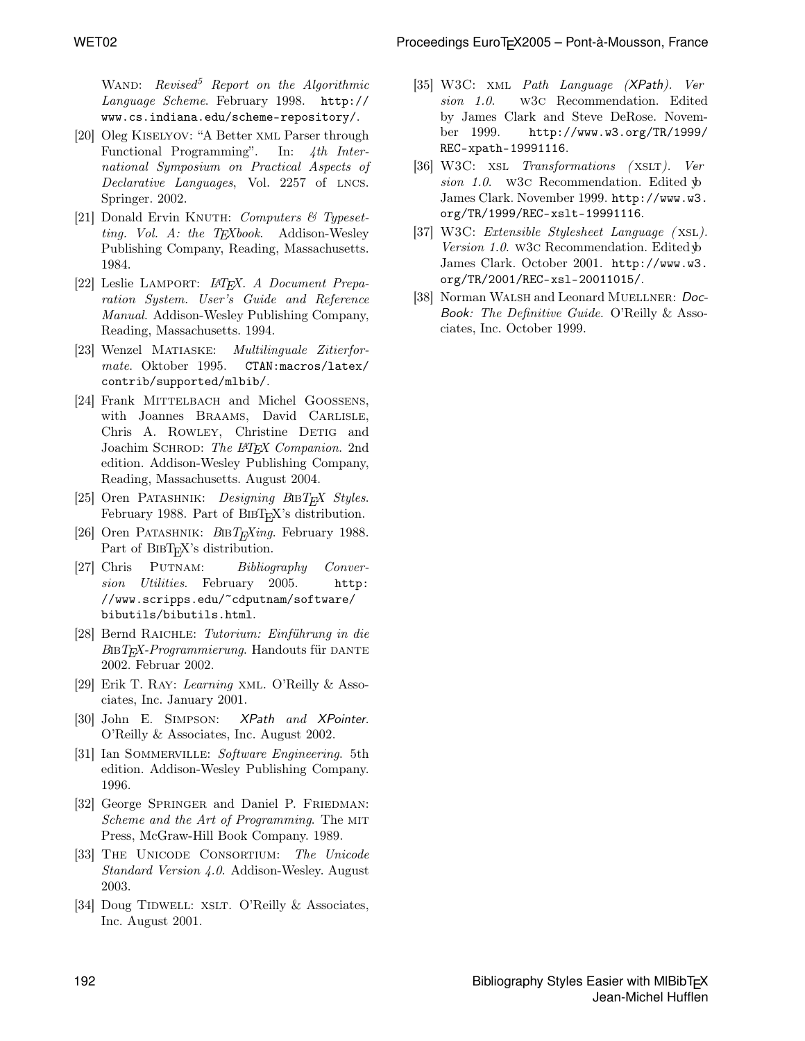WAND: *Revised*[5] *Report on the Algorithmic Language Scheme*. February 1998. http://www.cs.indiana.edu/scheme-repository/.

[20] Oleg KISELYOV: "A Better XML Parser through Functional Programming". In: *4th International Symposium on Practical Aspects of Declarative Languages*, Vol. 2257 of LNCS. Springer. 2002.

[21] Donald Ervin KNUTH: *Computers & Typesetting. Vol. A: the TEXbook*. Addison-Wesley Publishing Company, Reading, Massachusetts. 1984.

[22] Leslie LAMPORT: *LATEX. A Document Preparation System. User's Guide and Reference Manual*. Addison-Wesley Publishing Company, Reading, Massachusetts. 1994.

[23] Wenzel MATIASKE: *Multilinguale Zitierformate*. Oktober 1995. CTAN:macros/latex/contrib/supported/mlbib/.

[24] Frank MITTELBACH and Michel GOOSSENS, with Joannes BRAAMS, David CARLISLE, Chris A. ROWLEY, Christine DETIG and Joachim SCHROD: *The LATEX Companion*. 2nd edition. Addison-Wesley Publishing Company, Reading, Massachusetts. August 2004.

[25] Oren PATASHNIK: *Designing BIBTEX Styles*. February 1988. Part of BIBTEX's distribution.

[26] Oren PATASHNIK: *BIBTEXing*. February 1988. Part of BIBTEX's distribution.

[27] Chris PUTNAM: *Bibliography Conversion Utilities*. February 2005. http://www.scripps.edu/~cdputnam/software/bibutils/bibutils.html.

[28] Bernd RAICHLE: *Tutorium: Einführung in die BIBTEX-Programmierung*. Handouts für DANTE 2002. Februar 2002.

[29] Erik T. RAY: *Learning* XML. O'Reilly & Associates, Inc. January 2001.

[30] John E. SIMPSON: *XPath and XPointer*. O'Reilly & Associates, Inc. August 2002.

[31] Ian SOMMERVILLE: *Software Engineering*. 5th edition. Addison-Wesley Publishing Company. 1996.

[32] George SPRINGER and Daniel P. FRIEDMAN: *Scheme and the Art of Programming*. The MIT Press, McGraw-Hill Book Company. 1989.

[33] THE UNICODE CONSORTIUM: *The Unicode Standard Version 4.0*. Addison-Wesley. August 2003.

[34] Doug TIDWELL: XSLT. O'Reilly & Associates, Inc. August 2001.

[35] W3C: XML *Path Language (XPath). Version 1.0*. W3C Recommendation. Edited by James Clark and Steve DeRose. November 1999. http://www.w3.org/TR/1999/REC-xpath-19991116.

[36] W3C: XSL *Transformations (*XSLT*). Version 1.0*. W3C Recommendation. Edited by James Clark. November 1999. http://www.w3.org/TR/1999/REC-xslt-19991116.

[37] W3C: *Extensible Stylesheet Language (*XSL*). Version 1.0*. W3C Recommendation. Edited by James Clark. October 2001. http://www.w3.org/TR/2001/REC-xsl-20011015/.

[38] Norman WALSH and Leonard MUELLNER: *DocBook: The Definitive Guide*. O'Reilly & Associates, Inc. October 1999.